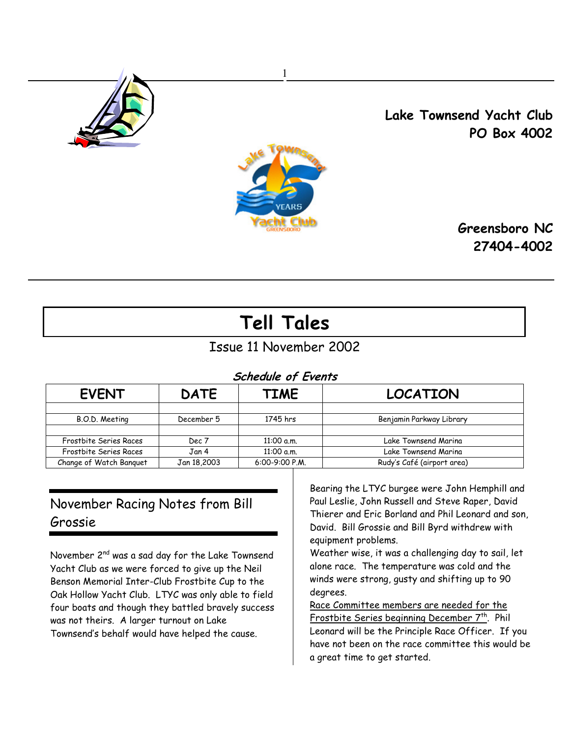**Lake Townsend Yacht Club**
**PO Box 4002**

**Greensboro NC**
**27404-4002**

# Tell Tales

Issue 11 November 2002

***Schedule of Events***

| EVENT | DATE | TIME | LOCATION |
|---|---|---|---|
| | | | |
| B.O.D. Meeting | December 5 | 1745 hrs | Benjamin Parkway Library |
| | | | |
| Frostbite Series Races | Dec 7 | 11:00 a.m. | Lake Townsend Marina |
| Frostbite Series Races | Jan 4 | 11:00 a.m. | Lake Townsend Marina |
| Change of Watch Banquet | Jan 18,2003 | 6:00-9:00 P.M. | Rudy's Café (airport area) |

## November Racing Notes from Bill Grossie

November 2nd was a sad day for the Lake Townsend Yacht Club as we were forced to give up the Neil Benson Memorial Inter-Club Frostbite Cup to the Oak Hollow Yacht Club. LTYC was only able to field four boats and though they battled bravely success was not theirs. A larger turnout on Lake Townsend's behalf would have helped the cause.

Bearing the LTYC burgee were John Hemphill and Paul Leslie, John Russell and Steve Raper, David Thierer and Eric Borland and Phil Leonard and son, David. Bill Grossie and Bill Byrd withdrew with equipment problems.

Weather wise, it was a challenging day to sail, let alone race. The temperature was cold and the winds were strong, gusty and shifting up to 90 degrees.

<u>Race Committee members are needed for the Frostbite Series beginning December 7th</u>. Phil Leonard will be the Principle Race Officer. If you have not been on the race committee this would be a great time to get started.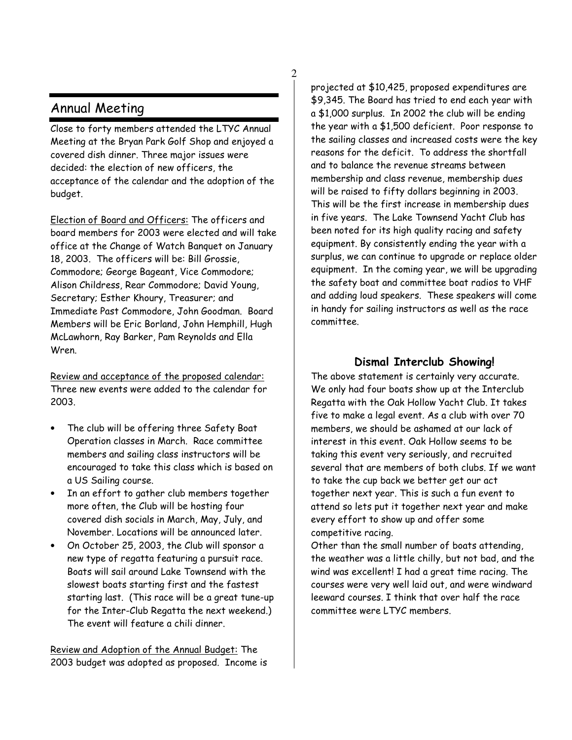## Annual Meeting

Close to forty members attended the LTYC Annual Meeting at the Bryan Park Golf Shop and enjoyed a covered dish dinner. Three major issues were decided: the election of new officers, the acceptance of the calendar and the adoption of the budget.

Election of Board and Officers: The officers and board members for 2003 were elected and will take office at the Change of Watch Banquet on January 18, 2003. The officers will be: Bill Grossie, Commodore; George Bageant, Vice Commodore; Alison Childress, Rear Commodore; David Young, Secretary; Esther Khoury, Treasurer; and Immediate Past Commodore, John Goodman. Board Members will be Eric Borland, John Hemphill, Hugh McLawhorn, Ray Barker, Pam Reynolds and Ella Wren.

Review and acceptance of the proposed calendar: Three new events were added to the calendar for 2003.

- The club will be offering three Safety Boat Operation classes in March. Race committee members and sailing class instructors will be encouraged to take this class which is based on a US Sailing course.
- In an effort to gather club members together more often, the Club will be hosting four covered dish socials in March, May, July, and November. Locations will be announced later.
- On October 25, 2003, the Club will sponsor a new type of regatta featuring a pursuit race. Boats will sail around Lake Townsend with the slowest boats starting first and the fastest starting last. (This race will be a great tune-up for the Inter-Club Regatta the next weekend.) The event will feature a chili dinner.

Review and Adoption of the Annual Budget: The 2003 budget was adopted as proposed. Income is projected at $10,425, proposed expenditures are $9,345. The Board has tried to end each year with a $1,000 surplus. In 2002 the club will be ending the year with a $1,500 deficient. Poor response to the sailing classes and increased costs were the key reasons for the deficit. To address the shortfall and to balance the revenue streams between membership and class revenue, membership dues will be raised to fifty dollars beginning in 2003. This will be the first increase in membership dues in five years. The Lake Townsend Yacht Club has been noted for its high quality racing and safety equipment. By consistently ending the year with a surplus, we can continue to upgrade or replace older equipment. In the coming year, we will be upgrading the safety boat and committee boat radios to VHF and adding loud speakers. These speakers will come in handy for sailing instructors as well as the race committee.

### Dismal Interclub Showing!

The above statement is certainly very accurate. We only had four boats show up at the Interclub Regatta with the Oak Hollow Yacht Club. It takes five to make a legal event. As a club with over 70 members, we should be ashamed at our lack of interest in this event. Oak Hollow seems to be taking this event very seriously, and recruited several that are members of both clubs. If we want to take the cup back we better get our act together next year. This is such a fun event to attend so lets put it together next year and make every effort to show up and offer some competitive racing.

Other than the small number of boats attending, the weather was a little chilly, but not bad, and the wind was excellent! I had a great time racing. The courses were very well laid out, and were windward leeward courses. I think that over half the race committee were LTYC members.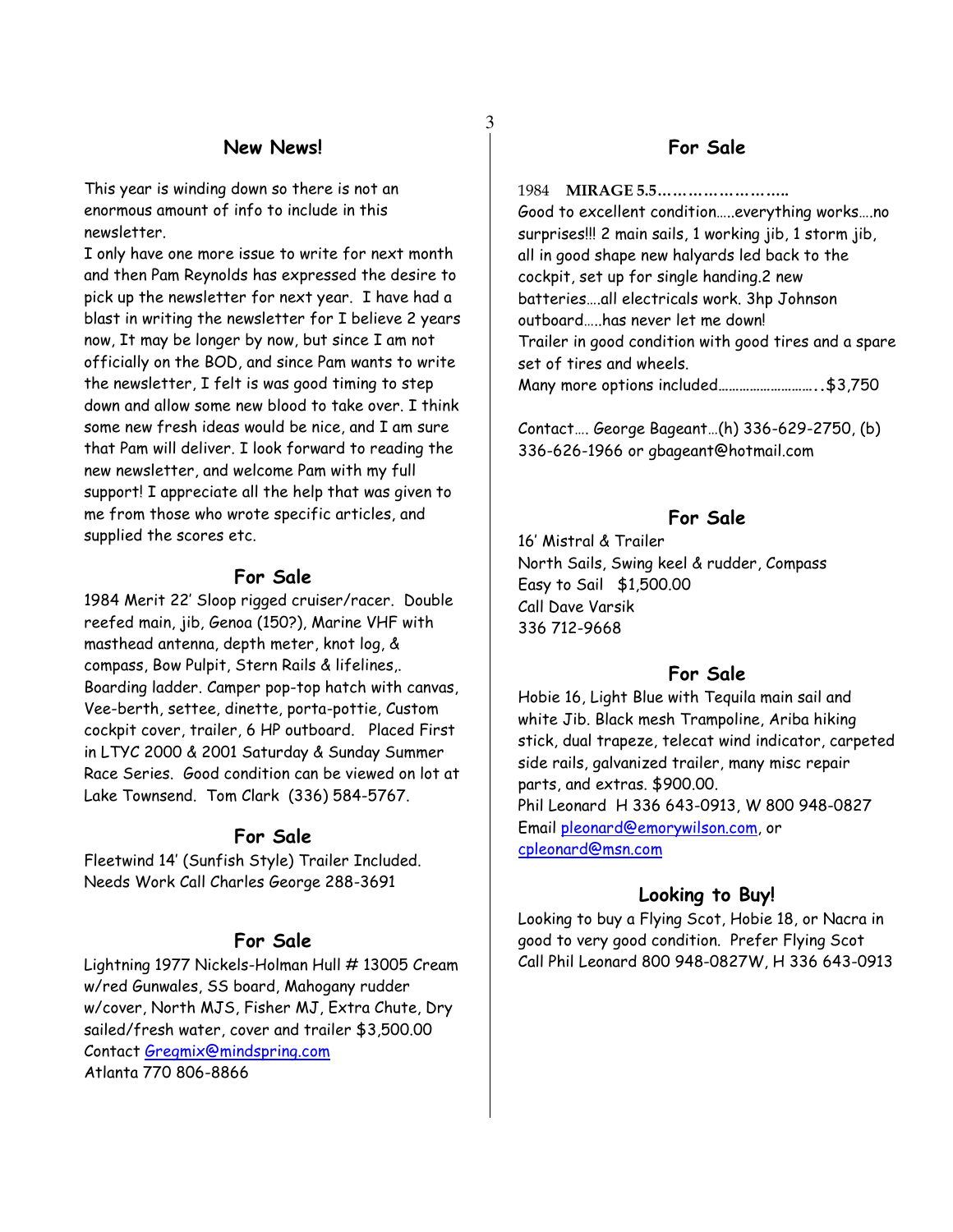## New News!

This year is winding down so there is not an enormous amount of info to include in this newsletter.

I only have one more issue to write for next month and then Pam Reynolds has expressed the desire to pick up the newsletter for next year. I have had a blast in writing the newsletter for I believe 2 years now, It may be longer by now, but since I am not officially on the BOD, and since Pam wants to write the newsletter, I felt is was good timing to step down and allow some new blood to take over. I think some new fresh ideas would be nice, and I am sure that Pam will deliver. I look forward to reading the new newsletter, and welcome Pam with my full support! I appreciate all the help that was given to me from those who wrote specific articles, and supplied the scores etc.

## For Sale

1984 Merit 22' Sloop rigged cruiser/racer. Double reefed main, jib, Genoa (150?), Marine VHF with masthead antenna, depth meter, knot log, & compass, Bow Pulpit, Stern Rails & lifelines,. Boarding ladder. Camper pop-top hatch with canvas, Vee-berth, settee, dinette, porta-pottie, Custom cockpit cover, trailer, 6 HP outboard. Placed First in LTYC 2000 & 2001 Saturday & Sunday Summer Race Series. Good condition can be viewed on lot at Lake Townsend. Tom Clark (336) 584-5767.

## For Sale

Fleetwind 14' (Sunfish Style) Trailer Included. Needs Work Call Charles George 288-3691

## For Sale

Lightning 1977 Nickels-Holman Hull # 13005 Cream w/red Gunwales, SS board, Mahogany rudder w/cover, North MJS, Fisher MJ, Extra Chute, Dry sailed/fresh water, cover and trailer $3,500.00
Contact Gregmix@mindspring.com
Atlanta 770 806-8866

## For Sale

1984 **MIRAGE 5.5……………………..**
Good to excellent condition…..everything works….no surprises!!! 2 main sails, 1 working jib, 1 storm jib, all in good shape new halyards led back to the cockpit, set up for single handing.2 new batteries….all electricals work. 3hp Johnson outboard…..has never let me down!
Trailer in good condition with good tires and a spare set of tires and wheels.
Many more options included………………………..$3,750

Contact…. George Bageant…(h) 336-629-2750, (b) 336-626-1966 or gbageant@hotmail.com

## For Sale

16' Mistral & Trailer
North Sails, Swing keel & rudder, Compass
Easy to Sail $1,500.00
Call Dave Varsik
336 712-9668

## For Sale

Hobie 16, Light Blue with Tequila main sail and white Jib. Black mesh Trampoline, Ariba hiking stick, dual trapeze, telecat wind indicator, carpeted side rails, galvanized trailer, many misc repair parts, and extras. $900.00.
Phil Leonard H 336 643-0913, W 800 948-0827
Email pleonard@emorywilson.com, or cpleonard@msn.com

## Looking to Buy!

Looking to buy a Flying Scot, Hobie 18, or Nacra in good to very good condition. Prefer Flying Scot
Call Phil Leonard 800 948-0827W, H 336 643-0913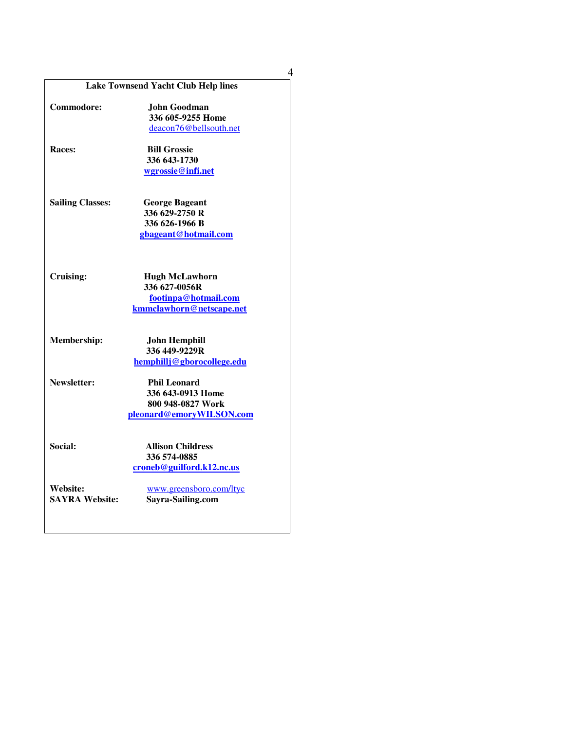## Lake Townsend Yacht Club Help lines

**Commodore:**
**John Goodman**
**336 605-9255 Home**
deacon76@bellsouth.net

**Races:**
**Bill Grossie**
**336 643-1730**
**wgrossie@infi.net**

**Sailing Classes:**
**George Bageant**
**336 629-2750 R**
**336 626-1966 B**
**gbageant@hotmail.com**

**Cruising:**
**Hugh McLawhorn**
**336 627-0056R**
**footinpa@hotmail.com**
**kmmclawhorn@netscape.net**

**Membership:**
**John Hemphill**
**336 449-9229R**
**hemphillj@gborocollege.edu**

**Newsletter:**
**Phil Leonard**
**336 643-0913 Home**
**800 948-0827 Work**
**pleonard@emoryWILSON.com**

**Social:**
**Allison Childress**
**336 574-0885**
**croneb@guilford.k12.nc.us**

**Website:** www.greensboro.com/ltyc
**SAYRA Website:** **Sayra-Sailing.com**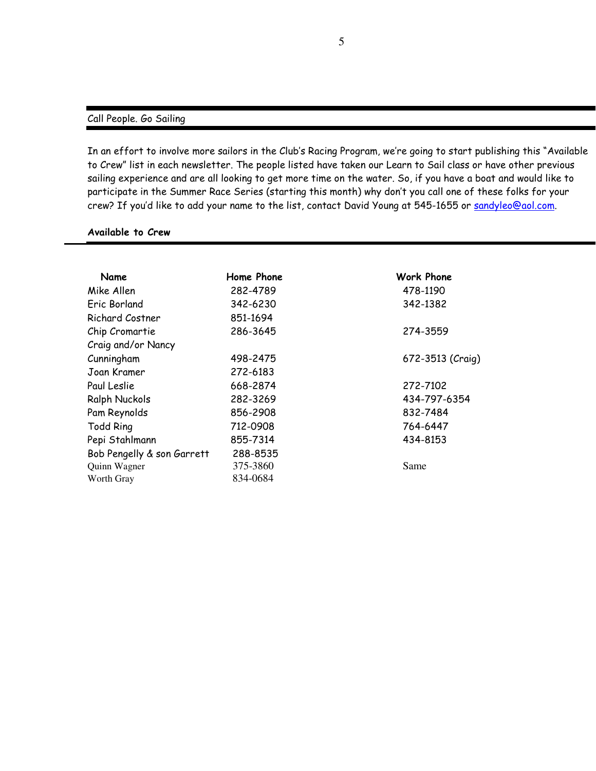## Call People. Go Sailing

In an effort to involve more sailors in the Club's Racing Program, we're going to start publishing this "Available to Crew" list in each newsletter. The people listed have taken our Learn to Sail class or have other previous sailing experience and are all looking to get more time on the water. So, if you have a boat and would like to participate in the Summer Race Series (starting this month) why don't you call one of these folks for your crew? If you'd like to add your name to the list, contact David Young at 545-1655 or sandyleo@aol.com.

### Available to Crew

| Name | Home Phone | Work Phone |
|---|---|---|
| Mike Allen | 282-4789 | 478-1190 |
| Eric Borland | 342-6230 | 342-1382 |
| Richard Costner | 851-1694 | |
| Chip Cromartie | 286-3645 | 274-3559 |
| Craig and/or Nancy Cunningham | 498-2475 | 672-3513 (Craig) |
| Joan Kramer | 272-6183 | |
| Paul Leslie | 668-2874 | 272-7102 |
| Ralph Nuckols | 282-3269 | 434-797-6354 |
| Pam Reynolds | 856-2908 | 832-7484 |
| Todd Ring | 712-0908 | 764-6447 |
| Pepi Stahlmann | 855-7314 | 434-8153 |
| Bob Pengelly & son Garrett | 288-8535 | |
| Quinn Wagner | 375-3860 | Same |
| Worth Gray | 834-0684 | |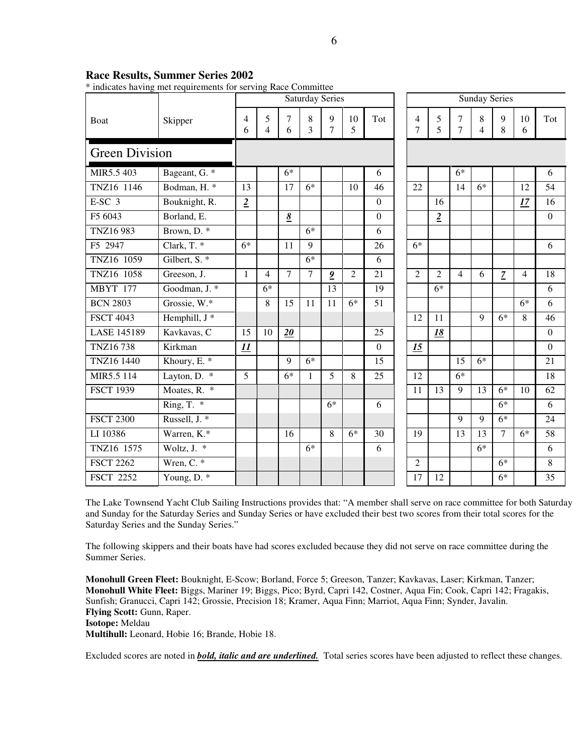## Race Results, Summer Series 2002

* indicates having met requirements for serving Race Committee

| Boat | Skipper | Saturday Series | | | | | | | Sunday Series | | | | | | |
|---|---|---|---|---|---|---|---|---|---|---|---|---|---|---|---|
| | | 4 6 | 5 4 | 7 6 | 8 3 | 9 7 | 10 5 | Tot | 4 7 | 5 5 | 7 7 | 8 4 | 9 8 | 10 6 | Tot |
| **Green Division** | | | | | | | | | | | | | | | |
| MIR5.5 403 | Bageant, G. * | | | 6* | | | | 6 | | | 6* | | | | 6 |
| TNZ16 1146 | Bodman, H. * | 13 | | 17 | 6* | | 10 | 46 | 22 | | 14 | 6* | | 12 | 54 |
| E-SC 3 | Bouknight, R. | ***<u>2</u>*** | | | | | | 0 | | 16 | | | | ***<u>17</u>*** | 16 |
| F5 6043 | Borland, E. | | | ***<u>8</u>*** | | | | 0 | | ***<u>2</u>*** | | | | | 0 |
| TNZ16 983 | Brown, D. * | | | | 6* | | | 6 | | | | | | | |
| F5 2947 | Clark, T. * | 6* | | 11 | 9 | | | 26 | 6* | | | | | | 6 |
| TNZ16 1059 | Gilbert, S. * | | | | 6* | | | 6 | | | | | | | |
| TNZ16 1058 | Greeson, J. | 1 | 4 | 7 | 7 | ***<u>9</u>*** | 2 | 21 | 2 | 2 | 4 | 6 | ***<u>7</u>*** | 4 | 18 |
| MBYT 177 | Goodman, J. * | | 6* | | | 13 | | 19 | | 6* | | | | | 6 |
| BCN 2803 | Grossie, W.* | | 8 | 15 | 11 | 11 | 6* | 51 | | | | | | 6* | 6 |
| FSCT 4043 | Hemphill, J * | | | | | | | | 12 | 11 | | 9 | 6* | 8 | 46 |
| LASE 145189 | Kavkavas, C | 15 | 10 | ***<u>20</u>*** | | | | 25 | | ***<u>18</u>*** | | | | | 0 |
| TNZ16 738 | Kirkman | ***<u>11</u>*** | | | | | | 0 | ***<u>15</u>*** | | | | | | 0 |
| TNZ16 1440 | Khoury, E. * | | | 9 | 6* | | | 15 | | | 15 | 6* | | | 21 |
| MIR5.5 114 | Layton, D. * | 5 | | 6* | 1 | 5 | 8 | 25 | 12 | | 6* | | | | 18 |
| FSCT 1939 | Moates, R. * | | | | | | | | 11 | 13 | 9 | 13 | 6* | 10 | 62 |
| | Ring, T. * | | | | | 6* | | 6 | | | | | 6* | | 6 |
| FSCT 2300 | Russell, J. * | | | | | | | | | | 9 | 9 | 6* | | 24 |
| LI 10386 | Warren, K.* | | | 16 | | 8 | 6* | 30 | 19 | | 13 | 13 | 7 | 6* | 58 |
| TNZ16 1575 | Woltz, J. * | | | | 6* | | | 6 | | | | 6* | | | 6 |
| FSCT 2262 | Wren, C. * | | | | | | | | 2 | | | | 6* | | 8 |
| FSCT 2252 | Young, D. * | | | | | | | | 17 | 12 | | | 6* | | 35 |

The Lake Townsend Yacht Club Sailing Instructions provides that: "A member shall serve on race committee for both Saturday and Sunday for the Saturday Series and Sunday Series or have excluded their best two scores from their total scores for the Saturday Series and the Sunday Series."

The following skippers and their boats have had scores excluded because they did not serve on race committee during the Summer Series.

**Monohull Green Fleet:** Bouknight, E-Scow; Borland, Force 5; Greeson, Tanzer; Kavkavas, Laser; Kirkman, Tanzer;
**Monohull White Fleet:** Biggs, Mariner 19; Biggs, Pico; Byrd, Capri 142, Costner, Aqua Fin; Cook, Capri 142; Fragakis, Sunfish; Granucci, Capri 142; Grossie, Precision 18; Kramer, Aqua Finn; Marriot, Aqua Finn; Synder, Javalin.
**Flying Scott:** Gunn, Raper.
**Isotope:** Meldau
**Multihull:** Leonard, Hobie 16; Brande, Hobie 18.

Excluded scores are noted in ***<u>bold, italic and are underlined.</u>*** Total series scores have been adjusted to reflect these changes.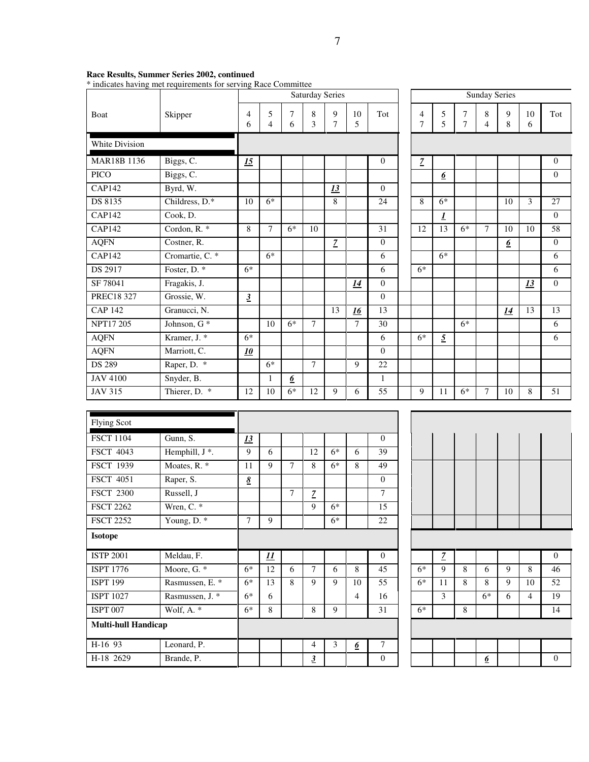**Race Results, Summer Series 2002, continued**

\* indicates having met requirements for serving Race Committee

| | | Saturday Series | | | | | | | Sunday Series | | | | | | |
|---|---|---|---|---|---|---|---|---|---|---|---|---|---|---|---|
| Boat | Skipper | 4<br>6 | 5<br>4 | 7<br>6 | 8<br>3 | 9<br>7 | 10<br>5 | Tot | 4<br>7 | 5<br>5 | 7<br>7 | 8<br>4 | 9<br>8 | 10<br>6 | Tot |
| White Division | | | | | | | | | | | | | | | |
| MAR18B 1136 | Biggs, C. | ***15*** | | | | | | 0 | ***7*** | | | | | | 0 |
| PICO | Biggs, C. | | | | | | | | | ***6*** | | | | | 0 |
| CAP142 | Byrd, W. | | | | | ***13*** | | 0 | | | | | | | |
| DS 8135 | Childress, D.* | 10 | 6* | | | 8 | | 24 | 8 | 6* | | | 10 | 3 | 27 |
| CAP142 | Cook, D. | | | | | | | | | ***1*** | | | | | 0 |
| CAP142 | Cordon, R. * | 8 | 7 | 6* | 10 | | | 31 | 12 | 13 | 6* | 7 | 10 | 10 | 58 |
| AQFN | Costner, R. | | | | | ***7*** | | 0 | | | | | ***6*** | | 0 |
| CAP142 | Cromartie, C. * | | 6* | | | | | 6 | | 6* | | | | | 6 |
| DS 2917 | Foster, D. * | 6* | | | | | | 6 | 6* | | | | | | 6 |
| SF 78041 | Fragakis, J. | | | | | | ***14*** | 0 | | | | | | ***13*** | 0 |
| PREC18 327 | Grossie, W. | ***3*** | | | | | | 0 | | | | | | | |
| CAP 142 | Granucci, N. | | | | | 13 | ***16*** | 13 | | | | | ***14*** | 13 | 13 |
| NPT17 205 | Johnson, G * | | 10 | 6* | 7 | | 7 | 30 | | | 6* | | | | 6 |
| AQFN | Kramer, J. * | 6* | | | | | | 6 | 6* | ***5*** | | | | | 6 |
| AQFN | Marriott, C. | ***10*** | | | | | | 0 | | | | | | | |
| DS 289 | Raper, D. * | | 6* | | 7 | | 9 | 22 | | | | | | | |
| JAV 4100 | Snyder, B. | | 1 | ***6*** | | | | 1 | | | | | | | |
| JAV 315 | Thierer, D. * | 12 | 10 | 6* | 12 | 9 | 6 | 55 | 9 | 11 | 6* | 7 | 10 | 8 | 51 |
| Flying Scot | | | | | | | | | | | | | | | |
| FSCT 1104 | Gunn, S. | ***13*** | | | | | | 0 | | | | | | | |
| FSCT 4043 | Hemphill, J *. | 9 | 6 | | 12 | 6* | 6 | 39 | | | | | | | |
| FSCT 1939 | Moates, R. * | 11 | 9 | 7 | 8 | 6* | 8 | 49 | | | | | | | |
| FSCT 4051 | Raper, S. | ***8*** | | | | | | 0 | | | | | | | |
| FSCT 2300 | Russell, J | | | 7 | ***7*** | | | 7 | | | | | | | |
| FSCT 2262 | Wren, C. * | | | | 9 | 6* | | 15 | | | | | | | |
| FSCT 2252 | Young, D. * | 7 | 9 | | | 6* | | 22 | | | | | | | |
| **Isotope** | | | | | | | | | | | | | | | |
| ISTP 2001 | Meldau, F. | | ***11*** | | | | | 0 | | ***7*** | | | | | 0 |
| ISPT 1776 | Moore, G. * | 6* | 12 | 6 | 7 | 6 | 8 | 45 | 6* | 9 | 8 | 6 | 9 | 8 | 46 |
| ISPT 199 | Rasmussen, E. * | 6* | 13 | 8 | 9 | 9 | 10 | 55 | 6* | 11 | 8 | 8 | 9 | 10 | 52 |
| ISPT 1027 | Rasmussen, J. * | 6* | 6 | | | | 4 | 16 | | 3 | | 6* | 6 | 4 | 19 |
| ISPT 007 | Wolf, A. * | 6* | 8 | | 8 | 9 | | 31 | 6* | | 8 | | | | 14 |
| **Multi-hull Handicap** | | | | | | | | | | | | | | | |
| H-16 93 | Leonard, P. | | | | 4 | 3 | ***6*** | 7 | | | | | | | |
| H-18 2629 | Brande, P. | | | | ***3*** | | | 0 | | | | ***6*** | | | 0 |